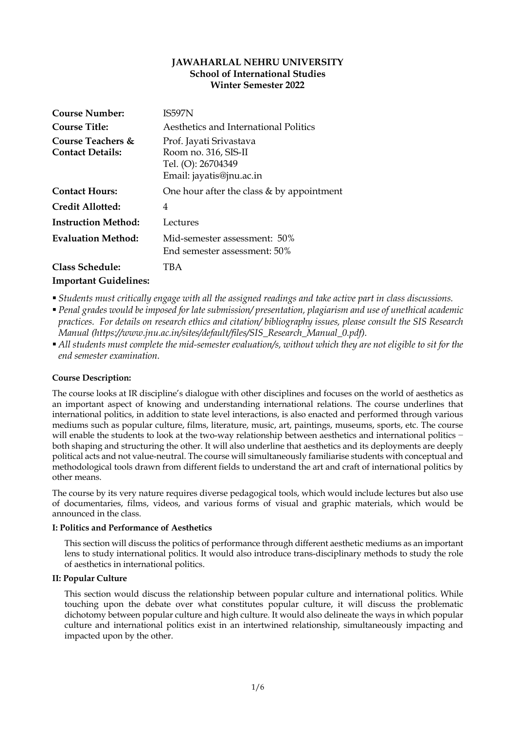**JAWAHARLAL NEHRU UNIVERSITY**
**School of International Studies**
**Winter Semester 2022**

| | |
|---|---|
| **Course Number:** | IS597N |
| **Course Title:** | Aesthetics and International Politics |
| **Course Teachers & Contact Details:** | Prof. Jayati Srivastava<br>Room no. 316, SIS-II<br>Tel. (O): 26704349<br>Email: jayatis@jnu.ac.in |
| **Contact Hours:** | One hour after the class & by appointment |
| **Credit Allotted:** | 4 |
| **Instruction Method:** | Lectures |
| **Evaluation Method:** | Mid-semester assessment: 50%<br>End semester assessment: 50% |
| **Class Schedule:** | TBA |

**Important Guidelines:**

- *Students must critically engage with all the assigned readings and take active part in class discussions.*
- *Penal grades would be imposed for late submission/ presentation, plagiarism and use of unethical academic practices. For details on research ethics and citation/ bibliography issues, please consult the SIS Research Manual (https://www.jnu.ac.in/sites/default/files/SIS_Research_Manual_0.pdf).*
- *All students must complete the mid-semester evaluation/s, without which they are not eligible to sit for the end semester examination.*

**Course Description:**

The course looks at IR discipline's dialogue with other disciplines and focuses on the world of aesthetics as an important aspect of knowing and understanding international relations. The course underlines that international politics, in addition to state level interactions, is also enacted and performed through various mediums such as popular culture, films, literature, music, art, paintings, museums, sports, etc. The course will enable the students to look at the two-way relationship between aesthetics and international politics − both shaping and structuring the other. It will also underline that aesthetics and its deployments are deeply political acts and not value-neutral. The course will simultaneously familiarise students with conceptual and methodological tools drawn from different fields to understand the art and craft of international politics by other means.

The course by its very nature requires diverse pedagogical tools, which would include lectures but also use of documentaries, films, videos, and various forms of visual and graphic materials, which would be announced in the class.

**I: Politics and Performance of Aesthetics**

This section will discuss the politics of performance through different aesthetic mediums as an important lens to study international politics. It would also introduce trans-disciplinary methods to study the role of aesthetics in international politics.

**II: Popular Culture**

This section would discuss the relationship between popular culture and international politics. While touching upon the debate over what constitutes popular culture, it will discuss the problematic dichotomy between popular culture and high culture. It would also delineate the ways in which popular culture and international politics exist in an intertwined relationship, simultaneously impacting and impacted upon by the other.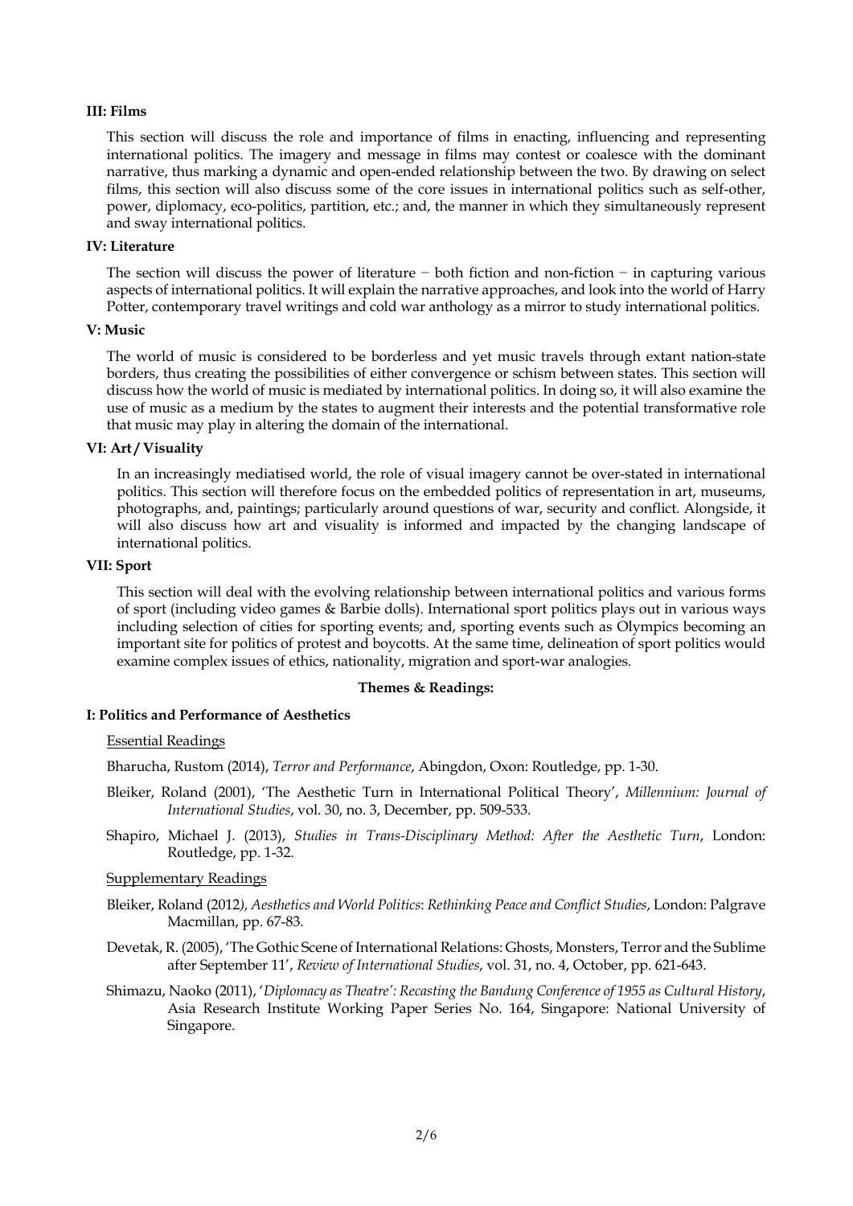**III: Films**

This section will discuss the role and importance of films in enacting, influencing and representing international politics. The imagery and message in films may contest or coalesce with the dominant narrative, thus marking a dynamic and open-ended relationship between the two. By drawing on select films, this section will also discuss some of the core issues in international politics such as self-other, power, diplomacy, eco-politics, partition, etc.; and, the manner in which they simultaneously represent and sway international politics.

**IV: Literature**

The section will discuss the power of literature − both fiction and non-fiction − in capturing various aspects of international politics. It will explain the narrative approaches, and look into the world of Harry Potter, contemporary travel writings and cold war anthology as a mirror to study international politics.

**V: Music**

The world of music is considered to be borderless and yet music travels through extant nation-state borders, thus creating the possibilities of either convergence or schism between states. This section will discuss how the world of music is mediated by international politics. In doing so, it will also examine the use of music as a medium by the states to augment their interests and the potential transformative role that music may play in altering the domain of the international.

**VI: Art / Visuality**

In an increasingly mediatised world, the role of visual imagery cannot be over-stated in international politics. This section will therefore focus on the embedded politics of representation in art, museums, photographs, and, paintings; particularly around questions of war, security and conflict. Alongside, it will also discuss how art and visuality is informed and impacted by the changing landscape of international politics.

**VII: Sport**

This section will deal with the evolving relationship between international politics and various forms of sport (including video games & Barbie dolls). International sport politics plays out in various ways including selection of cities for sporting events; and, sporting events such as Olympics becoming an important site for politics of protest and boycotts. At the same time, delineation of sport politics would examine complex issues of ethics, nationality, migration and sport-war analogies.

**Themes & Readings:**

**I: Politics and Performance of Aesthetics**

Essential Readings

Bharucha, Rustom (2014), *Terror and Performance*, Abingdon, Oxon: Routledge, pp. 1-30.

Bleiker, Roland (2001), 'The Aesthetic Turn in International Political Theory', *Millennium: Journal of International Studies*, vol. 30, no. 3, December, pp. 509-533.

Shapiro, Michael J. (2013), *Studies in Trans-Disciplinary Method: After the Aesthetic Turn*, London: Routledge, pp. 1-32.

Supplementary Readings

Bleiker, Roland (2012*), Aesthetics and World Politics*: *Rethinking Peace and Conflict Studies*, London: Palgrave Macmillan, pp. 67-83.

Devetak, R. (2005), 'The Gothic Scene of International Relations: Ghosts, Monsters, Terror and the Sublime after September 11', *Review of International Studies*, vol. 31, no. 4, October, pp. 621-643.

Shimazu, Naoko (2011), '*Diplomacy as Theatre': Recasting the Bandung Conference of 1955 as Cultural History*, Asia Research Institute Working Paper Series No. 164, Singapore: National University of Singapore.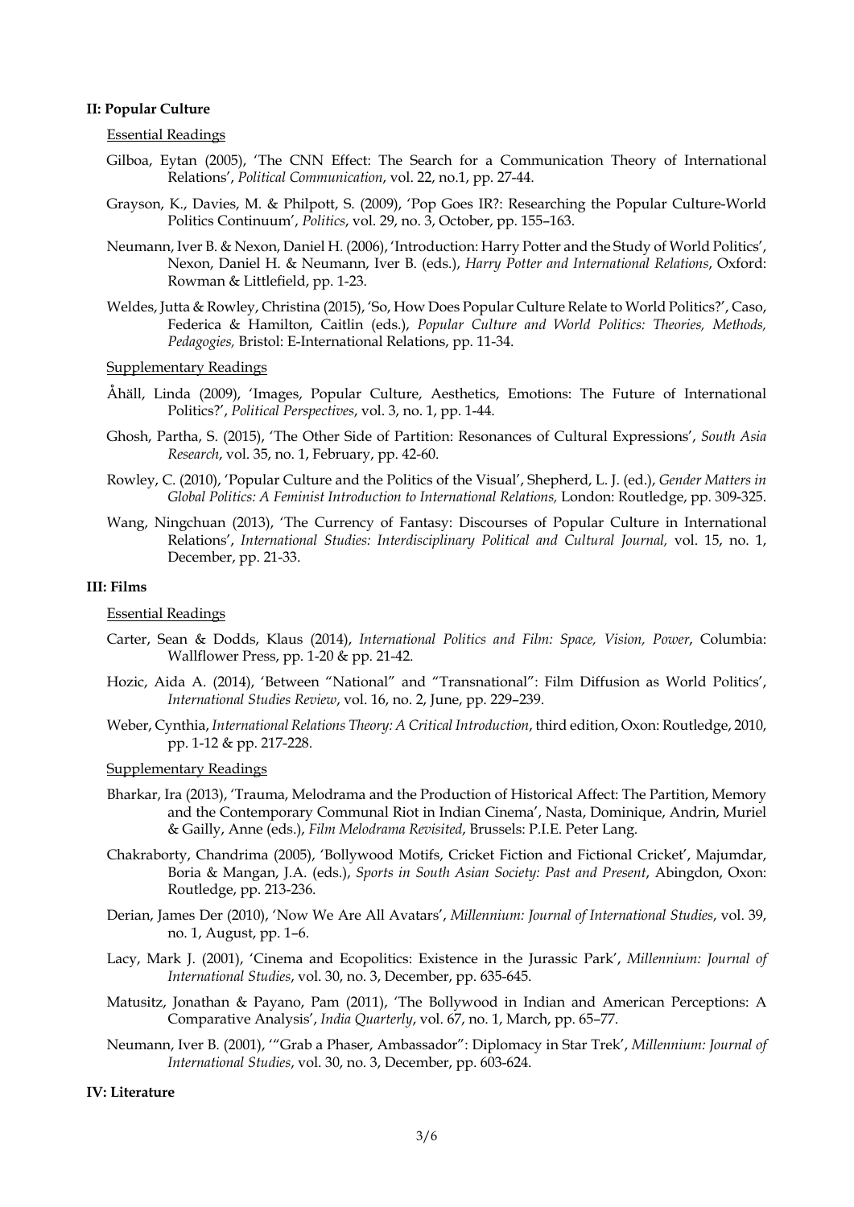**II: Popular Culture**

Essential Readings

Gilboa, Eytan (2005), 'The CNN Effect: The Search for a Communication Theory of International Relations', *Political Communication*, vol. 22, no.1, pp. 27-44.

Grayson, K., Davies, M. & Philpott, S. (2009), 'Pop Goes IR?: Researching the Popular Culture-World Politics Continuum', *Politics*, vol. 29, no. 3, October, pp. 155–163.

Neumann, Iver B. & Nexon, Daniel H. (2006), 'Introduction: Harry Potter and the Study of World Politics', Nexon, Daniel H. & Neumann, Iver B. (eds.), *Harry Potter and International Relations*, Oxford: Rowman & Littlefield, pp. 1-23.

Weldes, Jutta & Rowley, Christina (2015), 'So, How Does Popular Culture Relate to World Politics?', Caso, Federica & Hamilton, Caitlin (eds.), *Popular Culture and World Politics: Theories, Methods, Pedagogies,* Bristol: E-International Relations, pp. 11-34.

Supplementary Readings

Åhäll, Linda (2009), 'Images, Popular Culture, Aesthetics, Emotions: The Future of International Politics?', *Political Perspectives*, vol. 3, no. 1, pp. 1-44.

Ghosh, Partha, S. (2015), 'The Other Side of Partition: Resonances of Cultural Expressions', *South Asia Research*, vol. 35, no. 1, February, pp. 42-60.

Rowley, C. (2010), 'Popular Culture and the Politics of the Visual', Shepherd, L. J. (ed.), *Gender Matters in Global Politics: A Feminist Introduction to International Relations,* London: Routledge, pp. 309-325.

Wang, Ningchuan (2013), 'The Currency of Fantasy: Discourses of Popular Culture in International Relations', *International Studies: Interdisciplinary Political and Cultural Journal,* vol. 15, no. 1, December, pp. 21-33.

**III: Films**

Essential Readings

Carter, Sean & Dodds, Klaus (2014), *International Politics and Film: Space, Vision, Power*, Columbia: Wallflower Press, pp. 1-20 & pp. 21-42.

Hozic, Aida A. (2014), 'Between "National" and "Transnational": Film Diffusion as World Politics', *International Studies Review*, vol. 16, no. 2, June, pp. 229–239.

Weber, Cynthia, *International Relations Theory: A Critical Introduction*, third edition, Oxon: Routledge, 2010, pp. 1-12 & pp. 217-228.

Supplementary Readings

Bharkar, Ira (2013), 'Trauma, Melodrama and the Production of Historical Affect: The Partition, Memory and the Contemporary Communal Riot in Indian Cinema', Nasta, Dominique, Andrin, Muriel & Gailly, Anne (eds.), *Film Melodrama Revisited*, Brussels: P.I.E. Peter Lang.

Chakraborty, Chandrima (2005), 'Bollywood Motifs, Cricket Fiction and Fictional Cricket', Majumdar, Boria & Mangan, J.A. (eds.), *Sports in South Asian Society: Past and Present*, Abingdon, Oxon: Routledge, pp. 213-236.

Derian, James Der (2010), 'Now We Are All Avatars', *Millennium: Journal of International Studies*, vol. 39, no. 1, August, pp. 1–6.

Lacy, Mark J. (2001), 'Cinema and Ecopolitics: Existence in the Jurassic Park', *Millennium: Journal of International Studies*, vol. 30, no. 3, December, pp. 635-645.

Matusitz, Jonathan & Payano, Pam (2011), 'The Bollywood in Indian and American Perceptions: A Comparative Analysis', *India Quarterly*, vol. 67, no. 1, March, pp. 65–77.

Neumann, Iver B. (2001), '"Grab a Phaser, Ambassador": Diplomacy in Star Trek', *Millennium: Journal of International Studies*, vol. 30, no. 3, December, pp. 603-624.

**IV: Literature**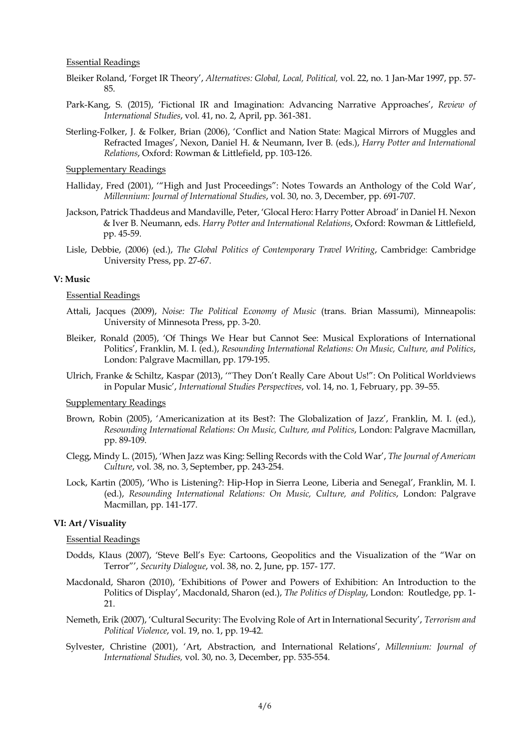Essential Readings

Bleiker Roland, 'Forget IR Theory', *Alternatives: Global, Local, Political,* vol. 22, no. 1 Jan-Mar 1997, pp. 57-85.

Park-Kang, S. (2015), 'Fictional IR and Imagination: Advancing Narrative Approaches', *Review of International Studies*, vol. 41, no. 2, April, pp. 361-381.

Sterling-Folker, J. & Folker, Brian (2006), 'Conflict and Nation State: Magical Mirrors of Muggles and Refracted Images', Nexon, Daniel H. & Neumann, Iver B. (eds.), *Harry Potter and International Relations*, Oxford: Rowman & Littlefield, pp. 103-126.

Supplementary Readings

Halliday, Fred (2001), '"High and Just Proceedings": Notes Towards an Anthology of the Cold War', *Millennium: Journal of International Studies*, vol. 30, no. 3, December, pp. 691-707.

Jackson, Patrick Thaddeus and Mandaville, Peter, 'Glocal Hero: Harry Potter Abroad' in Daniel H. Nexon & Iver B. Neumann, eds. *Harry Potter and International Relations*, Oxford: Rowman & Littlefield, pp. 45-59.

Lisle, Debbie, (2006) (ed.), *The Global Politics of Contemporary Travel Writing*, Cambridge: Cambridge University Press, pp. 27-67.

**V: Music**

Essential Readings

Attali, Jacques (2009), *Noise: The Political Economy of Music* (trans. Brian Massumi), Minneapolis: University of Minnesota Press, pp. 3-20.

Bleiker, Ronald (2005), 'Of Things We Hear but Cannot See: Musical Explorations of International Politics', Franklin, M. I. (ed.), *Resounding International Relations: On Music, Culture, and Politics*, London: Palgrave Macmillan, pp. 179-195.

Ulrich, Franke & Schiltz, Kaspar (2013), '"They Don't Really Care About Us!": On Political Worldviews in Popular Music', *International Studies Perspectives*, vol. 14, no. 1, February, pp. 39–55.

Supplementary Readings

Brown, Robin (2005), 'Americanization at its Best?: The Globalization of Jazz', Franklin, M. I. (ed.), *Resounding International Relations: On Music, Culture, and Politics*, London: Palgrave Macmillan, pp. 89-109.

Clegg, Mindy L. (2015), 'When Jazz was King: Selling Records with the Cold War', *The Journal of American Culture*, vol. 38, no. 3, September, pp. 243-254.

Lock, Kartin (2005), 'Who is Listening?: Hip-Hop in Sierra Leone, Liberia and Senegal', Franklin, M. I. (ed.), *Resounding International Relations: On Music, Culture, and Politics*, London: Palgrave Macmillan, pp. 141-177.

**VI: Art / Visuality**

Essential Readings

Dodds, Klaus (2007), 'Steve Bell's Eye: Cartoons, Geopolitics and the Visualization of the "War on Terror"', *Security Dialogue*, vol. 38, no. 2, June, pp. 157- 177.

Macdonald, Sharon (2010), 'Exhibitions of Power and Powers of Exhibition: An Introduction to the Politics of Display', Macdonald, Sharon (ed.), *The Politics of Display*, London: Routledge, pp. 1-21.

Nemeth, Erik (2007), 'Cultural Security: The Evolving Role of Art in International Security', *Terrorism and Political Violence*, vol. 19, no. 1, pp. 19-42.

Sylvester, Christine (2001), 'Art, Abstraction, and International Relations', *Millennium: Journal of International Studies,* vol. 30, no. 3, December, pp. 535-554.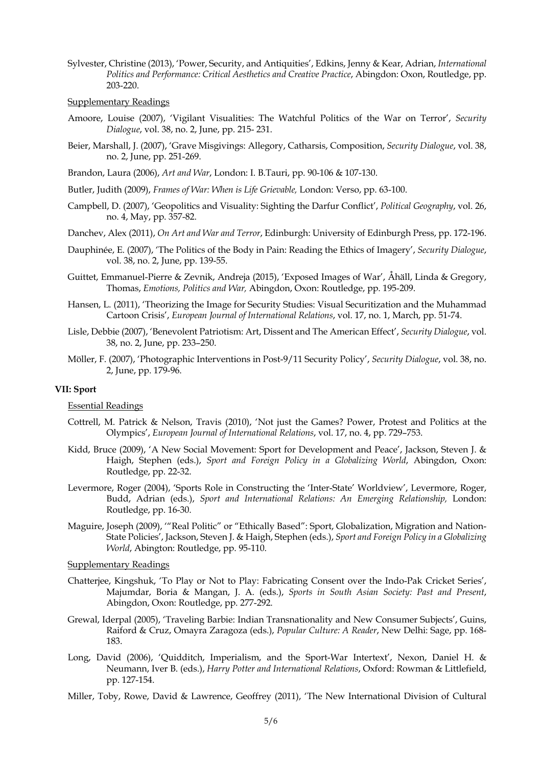Sylvester, Christine (2013), 'Power, Security, and Antiquities', Edkins, Jenny & Kear, Adrian, *International Politics and Performance: Critical Aesthetics and Creative Practice*, Abingdon: Oxon, Routledge, pp. 203-220.

Supplementary Readings

Amoore, Louise (2007), 'Vigilant Visualities: The Watchful Politics of the War on Terror', *Security Dialogue*, vol. 38, no. 2, June, pp. 215- 231.

Beier, Marshall, J. (2007), 'Grave Misgivings: Allegory, Catharsis, Composition, *Security Dialogue*, vol. 38, no. 2, June, pp. 251-269.

Brandon, Laura (2006), *Art and War*, London: I. B.Tauri, pp. 90-106 & 107-130.

Butler, Judith (2009), *Frames of War: When is Life Grievable,* London: Verso, pp. 63-100.

Campbell, D. (2007), 'Geopolitics and Visuality: Sighting the Darfur Conflict', *Political Geography*, vol. 26, no. 4, May, pp. 357-82.

Danchev, Alex (2011), *On Art and War and Terror*, Edinburgh: University of Edinburgh Press, pp. 172-196.

Dauphinée, E. (2007), 'The Politics of the Body in Pain: Reading the Ethics of Imagery', *Security Dialogue*, vol. 38, no. 2, June, pp. 139-55.

Guittet, Emmanuel-Pierre & Zevnik, Andreja (2015), 'Exposed Images of War', Åhäll, Linda & Gregory, Thomas, *Emotions, Politics and War,* Abingdon, Oxon: Routledge, pp. 195-209.

Hansen, L. (2011), 'Theorizing the Image for Security Studies: Visual Securitization and the Muhammad Cartoon Crisis', *European Journal of International Relations*, vol. 17, no. 1, March, pp. 51-74.

Lisle, Debbie (2007), 'Benevolent Patriotism: Art, Dissent and The American Effect', *Security Dialogue*, vol. 38, no. 2, June, pp. 233–250.

Möller, F. (2007), 'Photographic Interventions in Post-9/11 Security Policy', *Security Dialogue*, vol. 38, no. 2, June, pp. 179-96.

**VII: Sport**

Essential Readings

Cottrell, M. Patrick & Nelson, Travis (2010), 'Not just the Games? Power, Protest and Politics at the Olympics', *European Journal of International Relations*, vol. 17, no. 4, pp. 729–753.

Kidd, Bruce (2009), 'A New Social Movement: Sport for Development and Peace', Jackson, Steven J. & Haigh, Stephen (eds.), *Sport and Foreign Policy in a Globalizing World*, Abingdon, Oxon: Routledge, pp. 22-32.

Levermore, Roger (2004), 'Sports Role in Constructing the 'Inter-State' Worldview', Levermore, Roger, Budd, Adrian (eds.), *Sport and International Relations: An Emerging Relationship,* London: Routledge, pp. 16-30.

Maguire, Joseph (2009), '"Real Politic" or "Ethically Based": Sport, Globalization, Migration and Nation-State Policies', Jackson, Steven J. & Haigh, Stephen (eds.), *Sport and Foreign Policy in a Globalizing World*, Abington: Routledge, pp. 95-110.

Supplementary Readings

Chatterjee, Kingshuk, 'To Play or Not to Play: Fabricating Consent over the Indo-Pak Cricket Series', Majumdar, Boria & Mangan, J. A. (eds.), *Sports in South Asian Society: Past and Present*, Abingdon, Oxon: Routledge, pp. 277-292.

Grewal, Iderpal (2005), 'Traveling Barbie: Indian Transnationality and New Consumer Subjects', Guins, Raiford & Cruz, Omayra Zaragoza (eds.), *Popular Culture: A Reader*, New Delhi: Sage, pp. 168-183.

Long, David (2006), 'Quidditch, Imperialism, and the Sport-War Intertext', Nexon, Daniel H. & Neumann, Iver B. (eds.), *Harry Potter and International Relations*, Oxford: Rowman & Littlefield, pp. 127-154.

Miller, Toby, Rowe, David & Lawrence, Geoffrey (2011), 'The New International Division of Cultural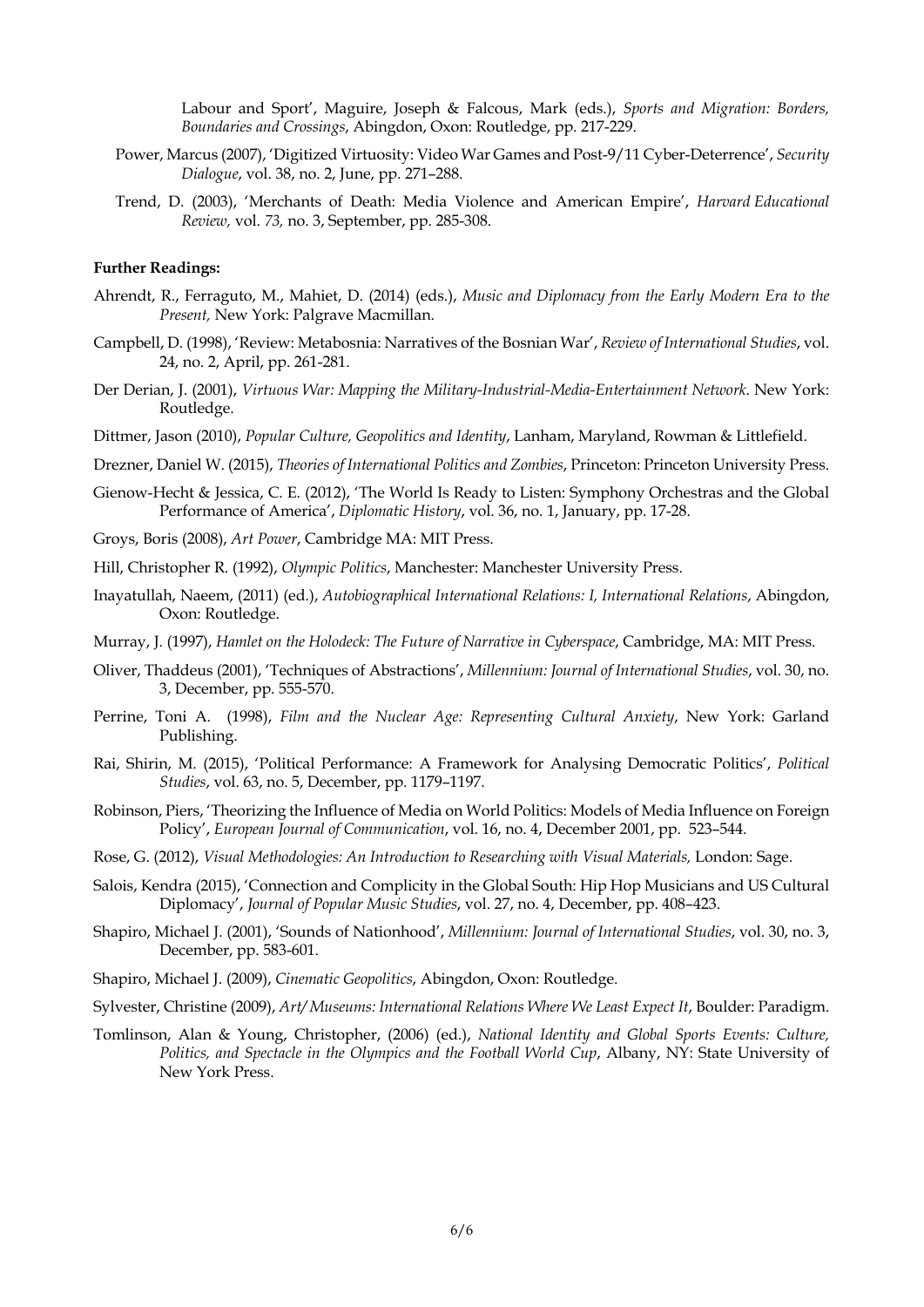Labour and Sport', Maguire, Joseph & Falcous, Mark (eds.), *Sports and Migration: Borders, Boundaries and Crossings*, Abingdon, Oxon: Routledge, pp. 217-229.

Power, Marcus (2007), 'Digitized Virtuosity: Video War Games and Post-9/11 Cyber-Deterrence', *Security Dialogue*, vol. 38, no. 2, June, pp. 271–288.

Trend, D. (2003), 'Merchants of Death: Media Violence and American Empire', *Harvard Educational Review,* vol. *73,* no. 3, September, pp. 285-308.

**Further Readings:**

Ahrendt, R., Ferraguto, M., Mahiet, D. (2014) (eds.), *Music and Diplomacy from the Early Modern Era to the Present,* New York: Palgrave Macmillan.

Campbell, D. (1998), 'Review: Metabosnia: Narratives of the Bosnian War', *Review of International Studies*, vol. 24, no. 2, April, pp. 261-281.

Der Derian, J. (2001), *Virtuous War: Mapping the Military-Industrial-Media-Entertainment Network*. New York: Routledge.

Dittmer, Jason (2010), *Popular Culture, Geopolitics and Identity*, Lanham, Maryland, Rowman & Littlefield.

Drezner, Daniel W. (2015), *Theories of International Politics and Zombies*, Princeton: Princeton University Press.

Gienow-Hecht & Jessica, C. E. (2012), 'The World Is Ready to Listen: Symphony Orchestras and the Global Performance of America', *Diplomatic History*, vol. 36, no. 1, January, pp. 17-28.

Groys, Boris (2008), *Art Power*, Cambridge MA: MIT Press.

Hill, Christopher R. (1992), *Olympic Politics*, Manchester: Manchester University Press.

Inayatullah, Naeem, (2011) (ed.), *Autobiographical International Relations: I, International Relations*, Abingdon, Oxon: Routledge.

Murray, J. (1997), *Hamlet on the Holodeck: The Future of Narrative in Cyberspace*, Cambridge, MA: MIT Press.

Oliver, Thaddeus (2001), 'Techniques of Abstractions', *Millennium: Journal of International Studies*, vol. 30, no. 3, December, pp. 555-570.

Perrine, Toni A. (1998), *Film and the Nuclear Age: Representing Cultural Anxiety*, New York: Garland Publishing.

Rai, Shirin, M. (2015), 'Political Performance: A Framework for Analysing Democratic Politics', *Political Studies*, vol. 63, no. 5, December, pp. 1179–1197.

Robinson, Piers, 'Theorizing the Influence of Media on World Politics: Models of Media Influence on Foreign Policy', *European Journal of Communication*, vol. 16, no. 4, December 2001, pp. 523–544.

Rose, G. (2012), *Visual Methodologies: An Introduction to Researching with Visual Materials,* London: Sage.

Salois, Kendra (2015), 'Connection and Complicity in the Global South: Hip Hop Musicians and US Cultural Diplomacy', *Journal of Popular Music Studies*, vol. 27, no. 4, December, pp. 408–423.

Shapiro, Michael J. (2001), 'Sounds of Nationhood', *Millennium: Journal of International Studies*, vol. 30, no. 3, December, pp. 583-601.

Shapiro, Michael J. (2009), *Cinematic Geopolitics*, Abingdon, Oxon: Routledge.

Sylvester, Christine (2009), *Art/Museums: International Relations Where We Least Expect It*, Boulder: Paradigm.

Tomlinson, Alan & Young, Christopher, (2006) (ed.), *National Identity and Global Sports Events: Culture, Politics, and Spectacle in the Olympics and the Football World Cup*, Albany, NY: State University of New York Press.